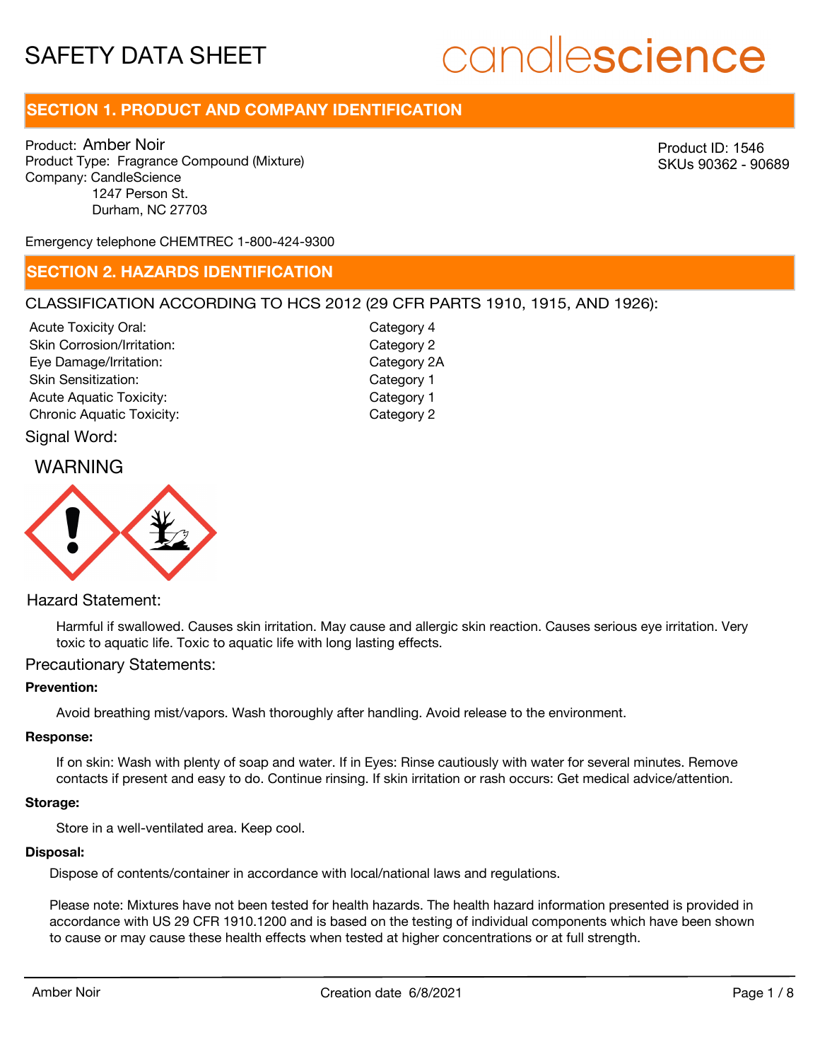# SAFETY DATA SHEET

candlescience

## SECTION 1. PRODUCT AND COMPANY IDENTIFICATION

Product: Amber Noir
Product Type: Fragrance Compound (Mixture)
Company: CandleScience
1247 Person St.
Durham, NC 27703

Product ID: 1546
SKUs 90362 - 90689

Emergency telephone CHEMTREC 1-800-424-9300

## SECTION 2. HAZARDS IDENTIFICATION

CLASSIFICATION ACCORDING TO HCS 2012 (29 CFR PARTS 1910, 1915, AND 1926):

| | |
|---|---|
| Acute Toxicity Oral: | Category 4 |
| Skin Corrosion/Irritation: | Category 2 |
| Eye Damage/Irritation: | Category 2A |
| Skin Sensitization: | Category 1 |
| Acute Aquatic Toxicity: | Category 1 |
| Chronic Aquatic Toxicity: | Category 2 |

Signal Word:

WARNING

Hazard Statement:

Harmful if swallowed. Causes skin irritation. May cause and allergic skin reaction. Causes serious eye irritation. Very toxic to aquatic life. Toxic to aquatic life with long lasting effects.

Precautionary Statements:

**Prevention:**

Avoid breathing mist/vapors. Wash thoroughly after handling. Avoid release to the environment.

**Response:**

If on skin: Wash with plenty of soap and water. If in Eyes: Rinse cautiously with water for several minutes. Remove contacts if present and easy to do. Continue rinsing. If skin irritation or rash occurs: Get medical advice/attention.

**Storage:**

Store in a well-ventilated area. Keep cool.

**Disposal:**

Dispose of contents/container in accordance with local/national laws and regulations.

Please note: Mixtures have not been tested for health hazards. The health hazard information presented is provided in accordance with US 29 CFR 1910.1200 and is based on the testing of individual components which have been shown to cause or may cause these health effects when tested at higher concentrations or at full strength.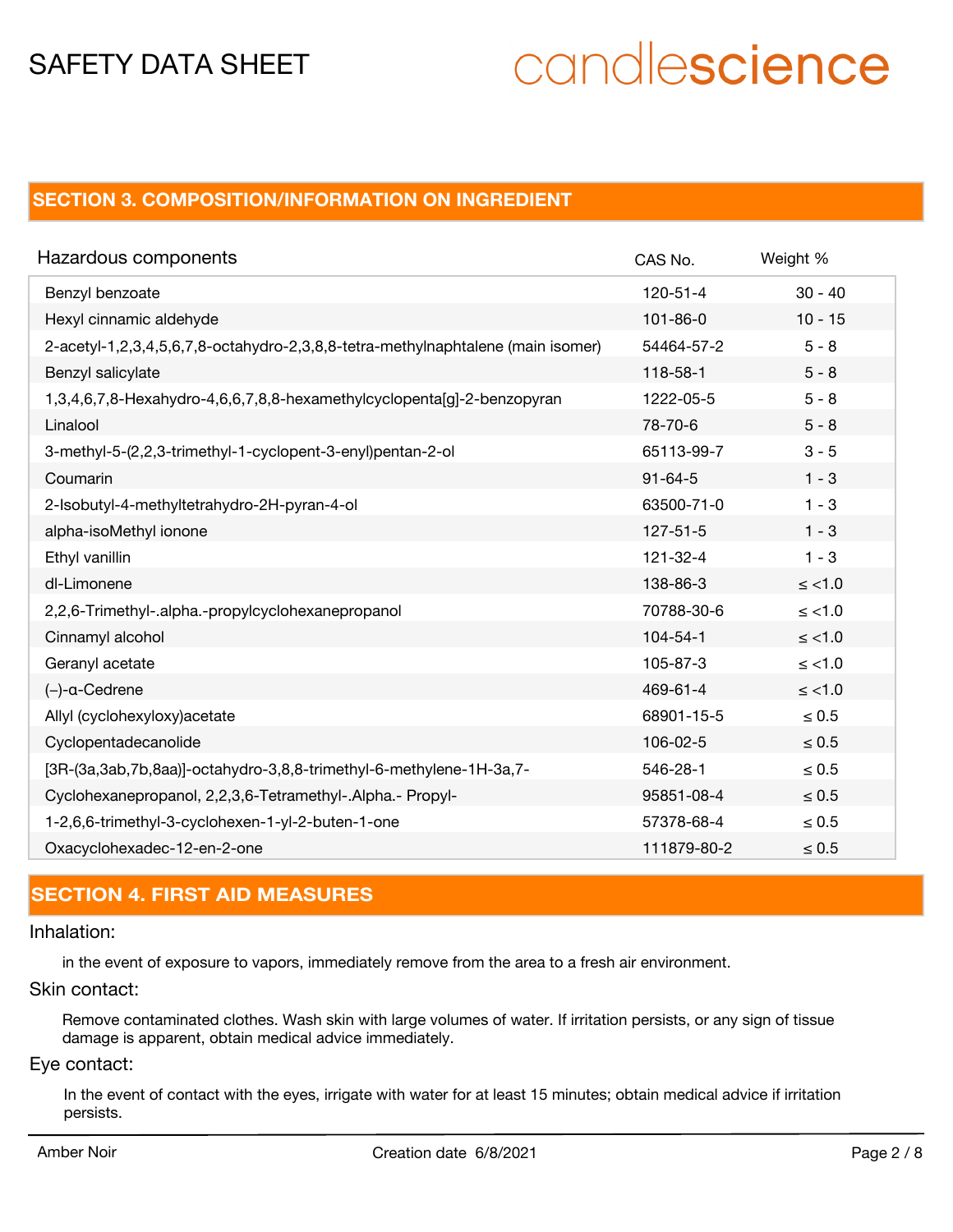## SECTION 3. COMPOSITION/INFORMATION ON INGREDIENT

| Hazardous components | CAS No. | Weight % |
|---|---|---|
| Benzyl benzoate | 120-51-4 | 30 - 40 |
| Hexyl cinnamic aldehyde | 101-86-0 | 10 - 15 |
| 2-acetyl-1,2,3,4,5,6,7,8-octahydro-2,3,8,8-tetra-methylnaphtalene (main isomer) | 54464-57-2 | 5 - 8 |
| Benzyl salicylate | 118-58-1 | 5 - 8 |
| 1,3,4,6,7,8-Hexahydro-4,6,6,7,8,8-hexamethylcyclopenta[g]-2-benzopyran | 1222-05-5 | 5 - 8 |
| Linalool | 78-70-6 | 5 - 8 |
| 3-methyl-5-(2,2,3-trimethyl-1-cyclopent-3-enyl)pentan-2-ol | 65113-99-7 | 3 - 5 |
| Coumarin | 91-64-5 | 1 - 3 |
| 2-Isobutyl-4-methyltetrahydro-2H-pyran-4-ol | 63500-71-0 | 1 - 3 |
| alpha-isoMethyl ionone | 127-51-5 | 1 - 3 |
| Ethyl vanillin | 121-32-4 | 1 - 3 |
| dl-Limonene | 138-86-3 | ≤ <1.0 |
| 2,2,6-Trimethyl-.alpha.-propylcyclohexanepropanol | 70788-30-6 | ≤ <1.0 |
| Cinnamyl alcohol | 104-54-1 | ≤ <1.0 |
| Geranyl acetate | 105-87-3 | ≤ <1.0 |
| (–)-α-Cedrene | 469-61-4 | ≤ <1.0 |
| Allyl (cyclohexyloxy)acetate | 68901-15-5 | ≤ 0.5 |
| Cyclopentadecanolide | 106-02-5 | ≤ 0.5 |
| [3R-(3a,3ab,7b,8aa)]-octahydro-3,8,8-trimethyl-6-methylene-1H-3a,7- | 546-28-1 | ≤ 0.5 |
| Cyclohexanepropanol, 2,2,3,6-Tetramethyl-.Alpha.- Propyl- | 95851-08-4 | ≤ 0.5 |
| 1-2,6,6-trimethyl-3-cyclohexen-1-yl-2-buten-1-one | 57378-68-4 | ≤ 0.5 |
| Oxacyclohexadec-12-en-2-one | 111879-80-2 | ≤ 0.5 |

## SECTION 4. FIRST AID MEASURES

### Inhalation:

in the event of exposure to vapors, immediately remove from the area to a fresh air environment.

### Skin contact:

Remove contaminated clothes. Wash skin with large volumes of water. If irritation persists, or any sign of tissue damage is apparent, obtain medical advice immediately.

### Eye contact:

In the event of contact with the eyes, irrigate with water for at least 15 minutes; obtain medical advice if irritation persists.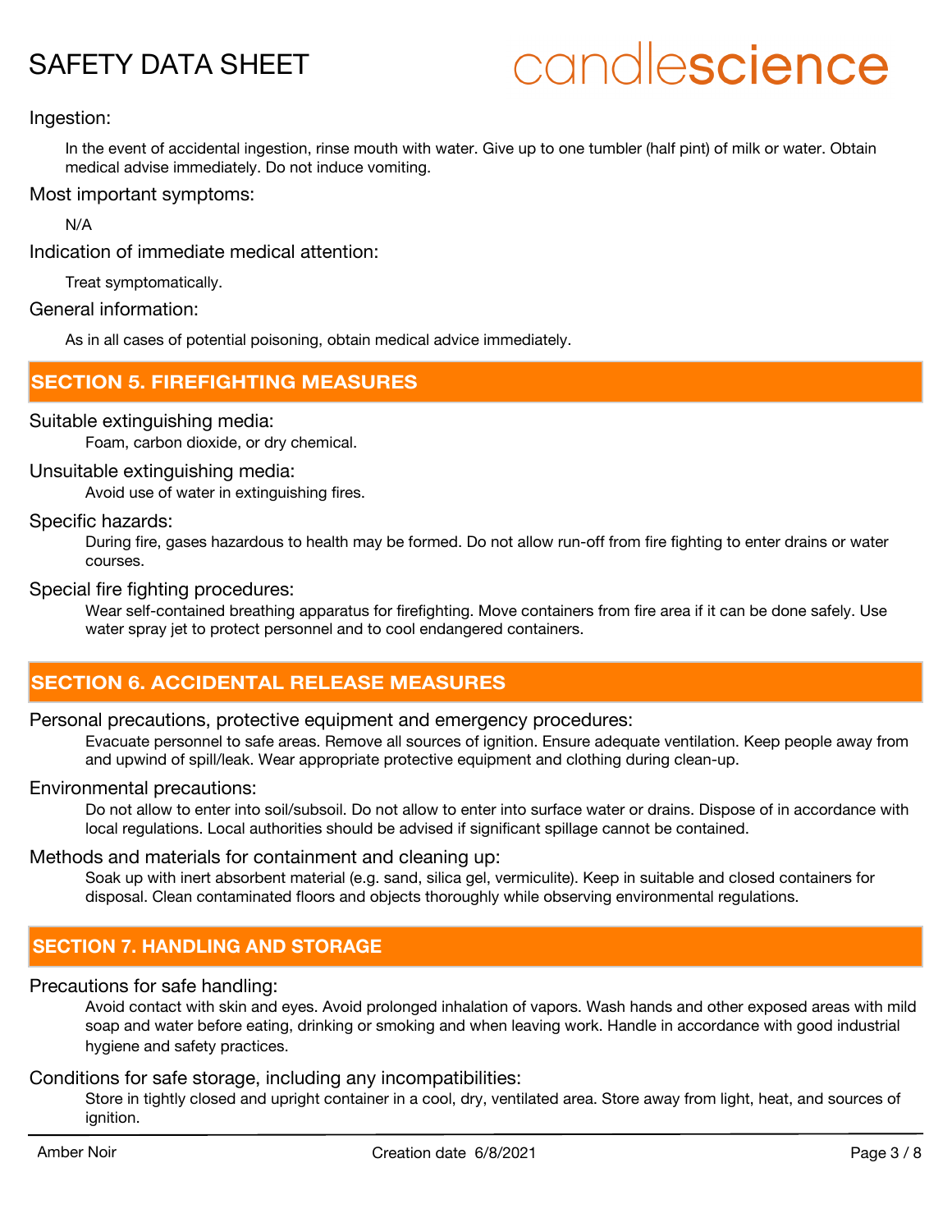Ingestion:

In the event of accidental ingestion, rinse mouth with water. Give up to one tumbler (half pint) of milk or water. Obtain medical advise immediately. Do not induce vomiting.

Most important symptoms:

N/A

Indication of immediate medical attention:

Treat symptomatically.

General information:

As in all cases of potential poisoning, obtain medical advice immediately.

## SECTION 5. FIREFIGHTING MEASURES

Suitable extinguishing media:

Foam, carbon dioxide, or dry chemical.

Unsuitable extinguishing media:

Avoid use of water in extinguishing fires.

Specific hazards:

During fire, gases hazardous to health may be formed. Do not allow run-off from fire fighting to enter drains or water courses.

Special fire fighting procedures:

Wear self-contained breathing apparatus for firefighting. Move containers from fire area if it can be done safely. Use water spray jet to protect personnel and to cool endangered containers.

## SECTION 6. ACCIDENTAL RELEASE MEASURES

Personal precautions, protective equipment and emergency procedures:

Evacuate personnel to safe areas. Remove all sources of ignition. Ensure adequate ventilation. Keep people away from and upwind of spill/leak. Wear appropriate protective equipment and clothing during clean-up.

Environmental precautions:

Do not allow to enter into soil/subsoil. Do not allow to enter into surface water or drains. Dispose of in accordance with local regulations. Local authorities should be advised if significant spillage cannot be contained.

Methods and materials for containment and cleaning up:

Soak up with inert absorbent material (e.g. sand, silica gel, vermiculite). Keep in suitable and closed containers for disposal. Clean contaminated floors and objects thoroughly while observing environmental regulations.

## SECTION 7. HANDLING AND STORAGE

Precautions for safe handling:

Avoid contact with skin and eyes. Avoid prolonged inhalation of vapors. Wash hands and other exposed areas with mild soap and water before eating, drinking or smoking and when leaving work. Handle in accordance with good industrial hygiene and safety practices.

Conditions for safe storage, including any incompatibilities:

Store in tightly closed and upright container in a cool, dry, ventilated area. Store away from light, heat, and sources of ignition.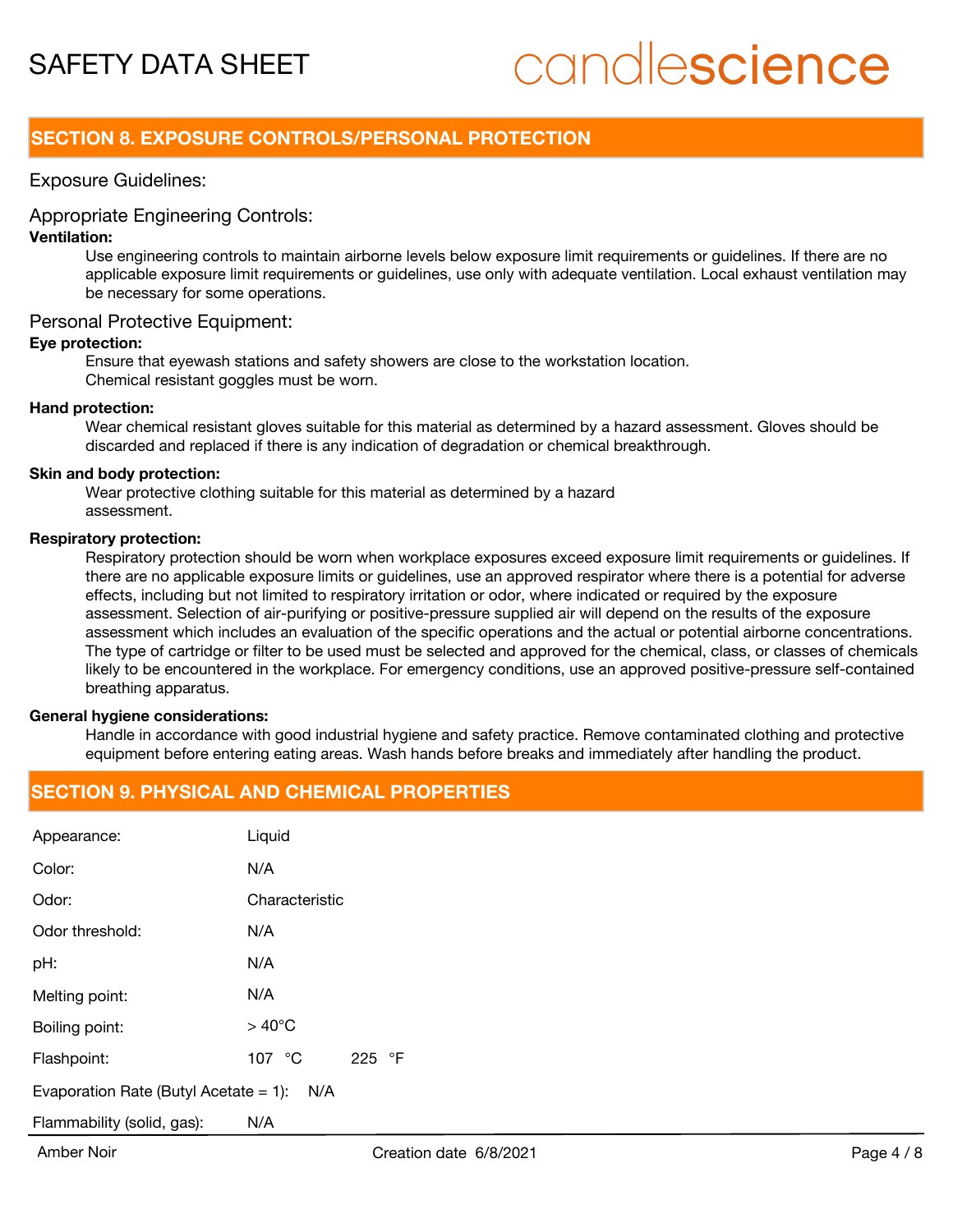## SECTION 8. EXPOSURE CONTROLS/PERSONAL PROTECTION

### Exposure Guidelines:

### Appropriate Engineering Controls:

**Ventilation:**

Use engineering controls to maintain airborne levels below exposure limit requirements or guidelines. If there are no applicable exposure limit requirements or guidelines, use only with adequate ventilation. Local exhaust ventilation may be necessary for some operations.

### Personal Protective Equipment:

**Eye protection:**

Ensure that eyewash stations and safety showers are close to the workstation location.
Chemical resistant goggles must be worn.

**Hand protection:**

Wear chemical resistant gloves suitable for this material as determined by a hazard assessment. Gloves should be discarded and replaced if there is any indication of degradation or chemical breakthrough.

**Skin and body protection:**

Wear protective clothing suitable for this material as determined by a hazard assessment.

**Respiratory protection:**

Respiratory protection should be worn when workplace exposures exceed exposure limit requirements or guidelines. If there are no applicable exposure limits or guidelines, use an approved respirator where there is a potential for adverse effects, including but not limited to respiratory irritation or odor, where indicated or required by the exposure assessment. Selection of air-purifying or positive-pressure supplied air will depend on the results of the exposure assessment which includes an evaluation of the specific operations and the actual or potential airborne concentrations. The type of cartridge or filter to be used must be selected and approved for the chemical, class, or classes of chemicals likely to be encountered in the workplace. For emergency conditions, use an approved positive-pressure self-contained breathing apparatus.

**General hygiene considerations:**

Handle in accordance with good industrial hygiene and safety practice. Remove contaminated clothing and protective equipment before entering eating areas. Wash hands before breaks and immediately after handling the product.

## SECTION 9. PHYSICAL AND CHEMICAL PROPERTIES

| | |
|---|---|
| Appearance: | Liquid |
| Color: | N/A |
| Odor: | Characteristic |
| Odor threshold: | N/A |
| pH: | N/A |
| Melting point: | N/A |
| Boiling point: | > 40°C |
| Flashpoint: | 107 °C 225 °F |
| Evaporation Rate (Butyl Acetate = 1): | N/A |
| Flammability (solid, gas): | N/A |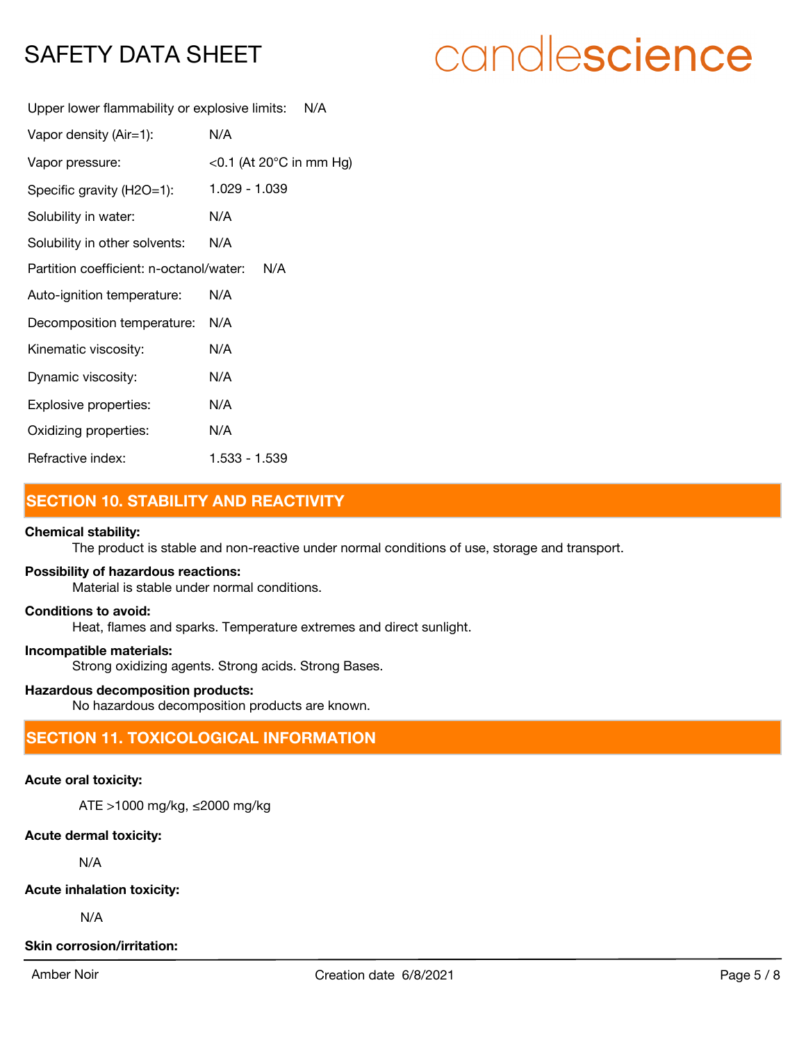Upper lower flammability or explosive limits: N/A

Vapor density (Air=1): N/A

Vapor pressure: <0.1 (At 20°C in mm Hg)

Specific gravity (H2O=1): 1.029 - 1.039

Solubility in water: N/A

Solubility in other solvents: N/A

Partition coefficient: n-octanol/water: N/A

Auto-ignition temperature: N/A

Decomposition temperature: N/A

Kinematic viscosity: N/A

Dynamic viscosity: N/A

Explosive properties: N/A

Oxidizing properties: N/A

Refractive index: 1.533 - 1.539

## SECTION 10. STABILITY AND REACTIVITY

**Chemical stability:**
The product is stable and non-reactive under normal conditions of use, storage and transport.

**Possibility of hazardous reactions:**
Material is stable under normal conditions.

**Conditions to avoid:**
Heat, flames and sparks. Temperature extremes and direct sunlight.

**Incompatible materials:**
Strong oxidizing agents. Strong acids. Strong Bases.

**Hazardous decomposition products:**
No hazardous decomposition products are known.

## SECTION 11. TOXICOLOGICAL INFORMATION

**Acute oral toxicity:**

ATE >1000 mg/kg, ≤2000 mg/kg

**Acute dermal toxicity:**

N/A

**Acute inhalation toxicity:**

N/A

**Skin corrosion/irritation:**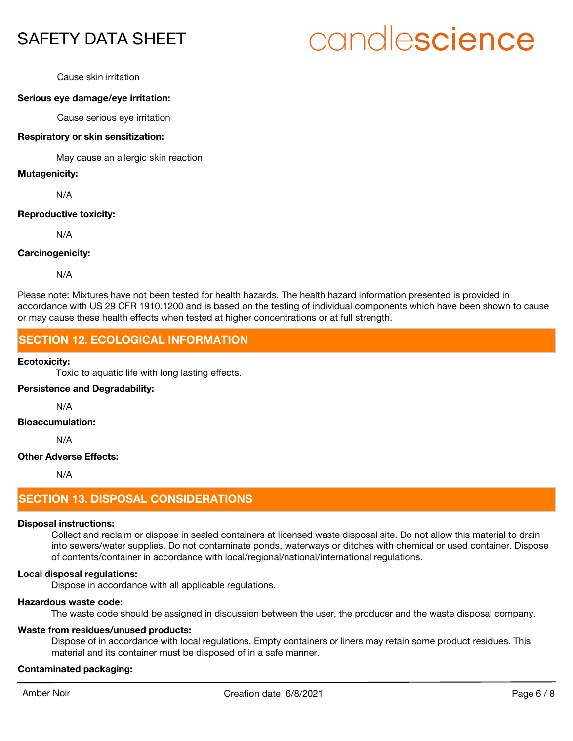Cause skin irritation

**Serious eye damage/eye irritation:**

Cause serious eye irritation

**Respiratory or skin sensitization:**

May cause an allergic skin reaction

**Mutagenicity:**

N/A

**Reproductive toxicity:**

N/A

**Carcinogenicity:**

N/A

Please note: Mixtures have not been tested for health hazards. The health hazard information presented is provided in accordance with US 29 CFR 1910.1200 and is based on the testing of individual components which have been shown to cause or may cause these health effects when tested at higher concentrations or at full strength.

## SECTION 12. ECOLOGICAL INFORMATION

**Ecotoxicity:**

Toxic to aquatic life with long lasting effects.

**Persistence and Degradability:**

N/A

**Bioaccumulation:**

N/A

**Other Adverse Effects:**

N/A

## SECTION 13. DISPOSAL CONSIDERATIONS

**Disposal instructions:**

Collect and reclaim or dispose in sealed containers at licensed waste disposal site. Do not allow this material to drain into sewers/water supplies. Do not contaminate ponds, waterways or ditches with chemical or used container. Dispose of contents/container in accordance with local/regional/national/international regulations.

**Local disposal regulations:**

Dispose in accordance with all applicable regulations.

**Hazardous waste code:**

The waste code should be assigned in discussion between the user, the producer and the waste disposal company.

**Waste from residues/unused products:**

Dispose of in accordance with local regulations. Empty containers or liners may retain some product residues. This material and its container must be disposed of in a safe manner.

**Contaminated packaging:**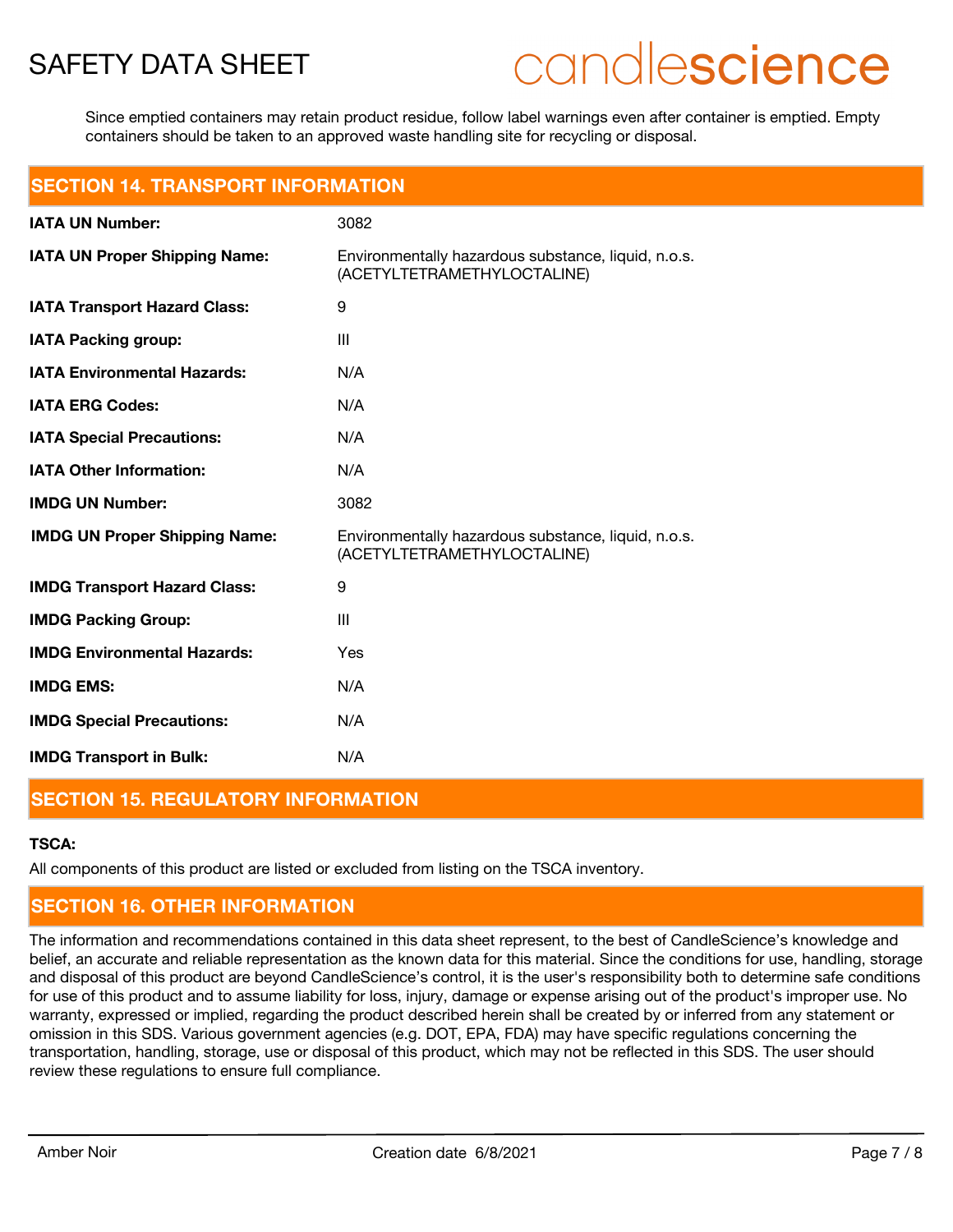Since emptied containers may retain product residue, follow label warnings even after container is emptied. Empty containers should be taken to an approved waste handling site for recycling or disposal.

## SECTION 14. TRANSPORT INFORMATION

| | |
|---|---|
| **IATA UN Number:** | 3082 |
| **IATA UN Proper Shipping Name:** | Environmentally hazardous substance, liquid, n.o.s. (ACETYLTETRAMETHYLOCTALINE) |
| **IATA Transport Hazard Class:** | 9 |
| **IATA Packing group:** | III |
| **IATA Environmental Hazards:** | N/A |
| **IATA ERG Codes:** | N/A |
| **IATA Special Precautions:** | N/A |
| **IATA Other Information:** | N/A |
| **IMDG UN Number:** | 3082 |
| **IMDG UN Proper Shipping Name:** | Environmentally hazardous substance, liquid, n.o.s. (ACETYLTETRAMETHYLOCTALINE) |
| **IMDG Transport Hazard Class:** | 9 |
| **IMDG Packing Group:** | III |
| **IMDG Environmental Hazards:** | Yes |
| **IMDG EMS:** | N/A |
| **IMDG Special Precautions:** | N/A |
| **IMDG Transport in Bulk:** | N/A |

## SECTION 15. REGULATORY INFORMATION

**TSCA:**

All components of this product are listed or excluded from listing on the TSCA inventory.

## SECTION 16. OTHER INFORMATION

The information and recommendations contained in this data sheet represent, to the best of CandleScience's knowledge and belief, an accurate and reliable representation as the known data for this material. Since the conditions for use, handling, storage and disposal of this product are beyond CandleScience's control, it is the user's responsibility both to determine safe conditions for use of this product and to assume liability for loss, injury, damage or expense arising out of the product's improper use. No warranty, expressed or implied, regarding the product described herein shall be created by or inferred from any statement or omission in this SDS. Various government agencies (e.g. DOT, EPA, FDA) may have specific regulations concerning the transportation, handling, storage, use or disposal of this product, which may not be reflected in this SDS. The user should review these regulations to ensure full compliance.